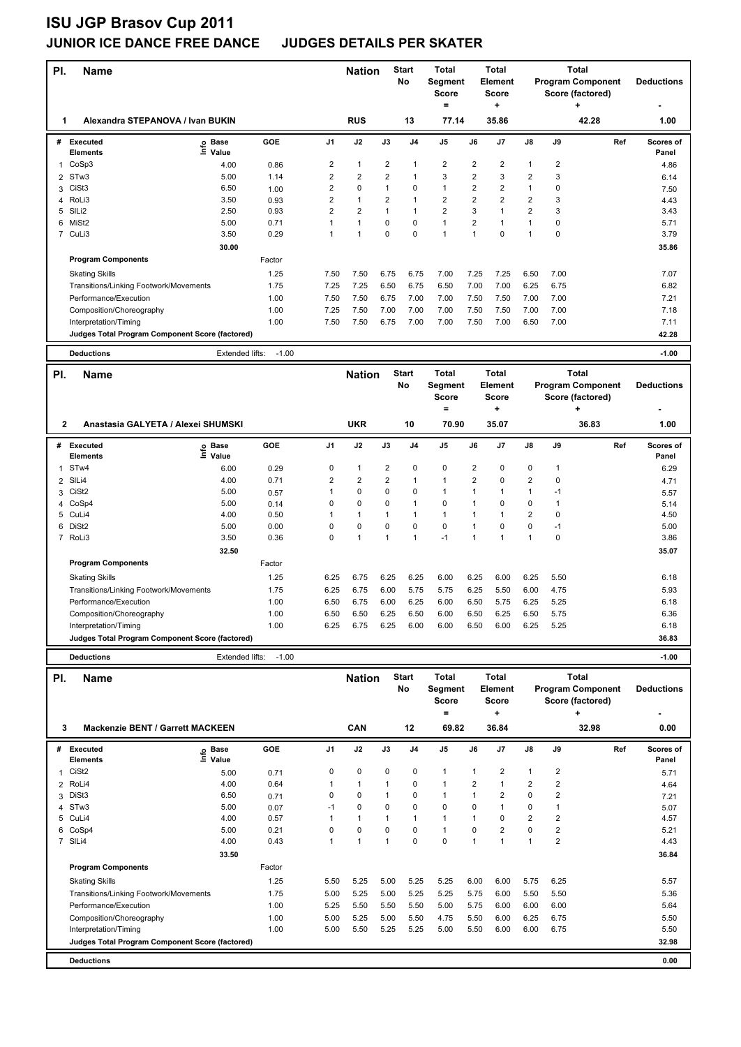# ISU JGP Brasov Cup 2011

## JUNIOR ICE DANCE FREE DANCE JUDGES DETAILS PER SKATER

| Pl. | Name | Nation | Start No | Total Segment Score = | Total Element Score + | Total Program Component Score (factored) + | Deductions - |
|---|---|---|---|---|---|---|---|
| 1 | Alexandra STEPANOVA / Ivan BUKIN | RUS | 13 | 77.14 | 35.86 | 42.28 | 1.00 |

| # | Executed Elements | Info | Base Value | GOE | J1 | J2 | J3 | J4 | J5 | J6 | J7 | J8 | J9 | Ref | Scores of Panel |
|---|---|---|---|---|---|---|---|---|---|---|---|---|---|---|---|
| 1 | CoSp3 | | 4.00 | 0.86 | 2 | 1 | 2 | 1 | 2 | 2 | 2 | 1 | 2 | | 4.86 |
| 2 | STw3 | | 5.00 | 1.14 | 2 | 2 | 2 | 1 | 3 | 2 | 3 | 2 | 3 | | 6.14 |
| 3 | CiSt3 | | 6.50 | 1.00 | 2 | 0 | 1 | 0 | 1 | 2 | 2 | 1 | 0 | | 7.50 |
| 4 | RoLi3 | | 3.50 | 0.93 | 2 | 1 | 2 | 1 | 2 | 2 | 2 | 2 | 3 | | 4.43 |
| 5 | SlLi2 | | 2.50 | 0.93 | 2 | 2 | 1 | 1 | 2 | 3 | 1 | 2 | 3 | | 3.43 |
| 6 | MiSt2 | | 5.00 | 0.71 | 1 | 1 | 0 | 0 | 1 | 2 | 1 | 1 | 0 | | 5.71 |
| 7 | CuLi3 | | 3.50 | 0.29 | 1 | 1 | 0 | 0 | 1 | 1 | 0 | 1 | 0 | | 3.79 |
| | | | 30.00 | | | | | | | | | | | | 35.86 |

| Program Components | Factor | J1 | J2 | J3 | J4 | J5 | J6 | J7 | J8 | J9 | Scores of Panel |
|---|---|---|---|---|---|---|---|---|---|---|---|
| Skating Skills | 1.25 | 7.50 | 7.50 | 6.75 | 6.75 | 7.00 | 7.25 | 7.25 | 6.50 | 7.00 | 7.07 |
| Transitions/Linking Footwork/Movements | 1.75 | 7.25 | 7.25 | 6.50 | 6.75 | 6.50 | 7.00 | 7.00 | 6.25 | 6.75 | 6.82 |
| Performance/Execution | 1.00 | 7.50 | 7.50 | 6.75 | 7.00 | 7.00 | 7.50 | 7.50 | 7.00 | 7.00 | 7.21 |
| Composition/Choreography | 1.00 | 7.25 | 7.50 | 7.00 | 7.00 | 7.00 | 7.50 | 7.50 | 7.00 | 7.00 | 7.18 |
| Interpretation/Timing | 1.00 | 7.50 | 7.50 | 6.75 | 7.00 | 7.00 | 7.50 | 7.00 | 6.50 | 7.00 | 7.11 |
| Judges Total Program Component Score (factored) | | | | | | | | | | | 42.28 |

| Deductions | Extended lifts: | -1.00 | -1.00 |
|---|---|---|---|

| Pl. | Name | Nation | Start No | Total Segment Score = | Total Element Score + | Total Program Component Score (factored) + | Deductions - |
|---|---|---|---|---|---|---|---|
| 2 | Anastasia GALYETA / Alexei SHUMSKI | UKR | 10 | 70.90 | 35.07 | 36.83 | 1.00 |

| # | Executed Elements | Info | Base Value | GOE | J1 | J2 | J3 | J4 | J5 | J6 | J7 | J8 | J9 | Ref | Scores of Panel |
|---|---|---|---|---|---|---|---|---|---|---|---|---|---|---|---|
| 1 | STw4 | | 6.00 | 0.29 | 0 | 1 | 2 | 0 | 0 | 2 | 0 | 0 | 1 | | 6.29 |
| 2 | SlLi4 | | 4.00 | 0.71 | 2 | 2 | 2 | 1 | 1 | 2 | 0 | 2 | 0 | | 4.71 |
| 3 | CiSt2 | | 5.00 | 0.57 | 1 | 0 | 0 | 0 | 1 | 1 | 1 | 1 | -1 | | 5.57 |
| 4 | CoSp4 | | 5.00 | 0.14 | 0 | 0 | 0 | 1 | 0 | 1 | 0 | 0 | 1 | | 5.14 |
| 5 | CuLi4 | | 4.00 | 0.50 | 1 | 1 | 1 | 1 | 1 | 1 | 1 | 2 | 0 | | 4.50 |
| 6 | DiSt2 | | 5.00 | 0.00 | 0 | 0 | 0 | 0 | 0 | 1 | 0 | 0 | -1 | | 5.00 |
| 7 | RoLi3 | | 3.50 | 0.36 | 0 | 1 | 1 | 1 | -1 | 1 | 1 | 1 | 0 | | 3.86 |
| | | | 32.50 | | | | | | | | | | | | 35.07 |

| Program Components | Factor | J1 | J2 | J3 | J4 | J5 | J6 | J7 | J8 | J9 | Scores of Panel |
|---|---|---|---|---|---|---|---|---|---|---|---|
| Skating Skills | 1.25 | 6.25 | 6.75 | 6.25 | 6.25 | 6.00 | 6.25 | 6.00 | 6.25 | 5.50 | 6.18 |
| Transitions/Linking Footwork/Movements | 1.75 | 6.25 | 6.75 | 6.00 | 5.75 | 5.75 | 6.25 | 5.50 | 6.00 | 4.75 | 5.93 |
| Performance/Execution | 1.00 | 6.50 | 6.75 | 6.00 | 6.25 | 6.00 | 6.50 | 5.75 | 6.25 | 5.25 | 6.18 |
| Composition/Choreography | 1.00 | 6.50 | 6.50 | 6.25 | 6.50 | 6.00 | 6.50 | 6.25 | 6.50 | 5.75 | 6.36 |
| Interpretation/Timing | 1.00 | 6.25 | 6.75 | 6.25 | 6.00 | 6.00 | 6.50 | 6.00 | 6.25 | 5.25 | 6.18 |
| Judges Total Program Component Score (factored) | | | | | | | | | | | 36.83 |

| Deductions | Extended lifts: | -1.00 | -1.00 |
|---|---|---|---|

| Pl. | Name | Nation | Start No | Total Segment Score = | Total Element Score + | Total Program Component Score (factored) + | Deductions - |
|---|---|---|---|---|---|---|---|
| 3 | Mackenzie BENT / Garrett MACKEEN | CAN | 12 | 69.82 | 36.84 | 32.98 | 0.00 |

| # | Executed Elements | Info | Base Value | GOE | J1 | J2 | J3 | J4 | J5 | J6 | J7 | J8 | J9 | Ref | Scores of Panel |
|---|---|---|---|---|---|---|---|---|---|---|---|---|---|---|---|
| 1 | CiSt2 | | 5.00 | 0.71 | 0 | 0 | 0 | 0 | 1 | 1 | 2 | 1 | 2 | | 5.71 |
| 2 | RoLi4 | | 4.00 | 0.64 | 1 | 1 | 1 | 0 | 1 | 2 | 1 | 2 | 2 | | 4.64 |
| 3 | DiSt3 | | 6.50 | 0.71 | 0 | 0 | 1 | 0 | 1 | 1 | 2 | 0 | 2 | | 7.21 |
| 4 | STw3 | | 5.00 | 0.07 | -1 | 0 | 0 | 0 | 0 | 0 | 1 | 0 | 1 | | 5.07 |
| 5 | CuLi4 | | 4.00 | 0.57 | 1 | 1 | 1 | 1 | 1 | 1 | 0 | 2 | 2 | | 4.57 |
| 6 | CoSp4 | | 5.00 | 0.21 | 0 | 0 | 0 | 0 | 1 | 0 | 2 | 0 | 2 | | 5.21 |
| 7 | SlLi4 | | 4.00 | 0.43 | 1 | 1 | 1 | 0 | 0 | 1 | 1 | 1 | 2 | | 4.43 |
| | | | 33.50 | | | | | | | | | | | | 36.84 |

| Program Components | Factor | J1 | J2 | J3 | J4 | J5 | J6 | J7 | J8 | J9 | Scores of Panel |
|---|---|---|---|---|---|---|---|---|---|---|---|
| Skating Skills | 1.25 | 5.50 | 5.25 | 5.00 | 5.25 | 5.25 | 6.00 | 6.00 | 5.75 | 6.25 | 5.57 |
| Transitions/Linking Footwork/Movements | 1.75 | 5.00 | 5.25 | 5.00 | 5.25 | 5.25 | 5.75 | 6.00 | 5.50 | 5.50 | 5.36 |
| Performance/Execution | 1.00 | 5.25 | 5.50 | 5.50 | 5.50 | 5.00 | 5.75 | 6.00 | 6.00 | 6.00 | 5.64 |
| Composition/Choreography | 1.00 | 5.00 | 5.25 | 5.00 | 5.50 | 4.75 | 5.50 | 6.00 | 6.25 | 6.75 | 5.50 |
| Interpretation/Timing | 1.00 | 5.00 | 5.50 | 5.25 | 5.25 | 5.00 | 5.50 | 6.00 | 6.00 | 6.75 | 5.50 |
| Judges Total Program Component Score (factored) | | | | | | | | | | | 32.98 |

| Deductions | 0.00 |
|---|---|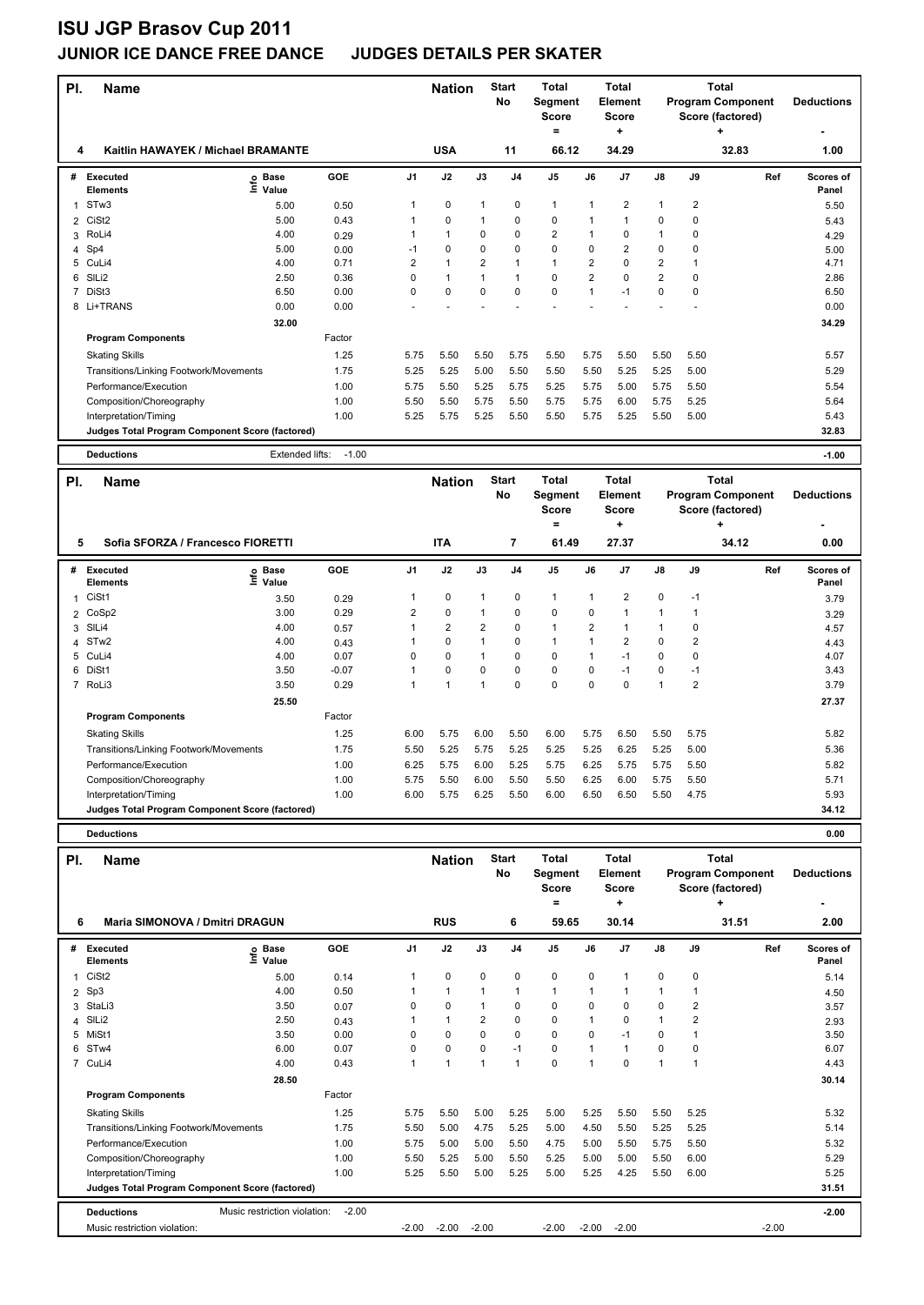# ISU JGP Brasov Cup 2011

## JUNIOR ICE DANCE FREE DANCE JUDGES DETAILS PER SKATER

| Pl. | Name | Nation | Start No | Total Segment Score = | Total Element Score + | Total Program Component Score (factored) + | Deductions - |
|---|---|---|---|---|---|---|---|
| 4 | Kaitlin HAWAYEK / Michael BRAMANTE | USA | 11 | 66.12 | 34.29 | 32.83 | 1.00 |

| # | Executed Elements | Info | Base Value | GOE | J1 | J2 | J3 | J4 | J5 | J6 | J7 | J8 | J9 | Ref | Scores of Panel |
|---|---|---|---|---|---|---|---|---|---|---|---|---|---|---|---|
| 1 | STw3 | | 5.00 | 0.50 | 1 | 0 | 1 | 0 | 1 | 1 | 2 | 1 | 2 | | 5.50 |
| 2 | CiSt2 | | 5.00 | 0.43 | 1 | 0 | 1 | 0 | 0 | 1 | 1 | 0 | 0 | | 5.43 |
| 3 | RoLi4 | | 4.00 | 0.29 | 1 | 1 | 0 | 0 | 2 | 1 | 0 | 1 | 0 | | 4.29 |
| 4 | Sp4 | | 5.00 | 0.00 | -1 | 0 | 0 | 0 | 0 | 0 | 2 | 0 | 0 | | 5.00 |
| 5 | CuLi4 | | 4.00 | 0.71 | 2 | 1 | 2 | 1 | 1 | 2 | 0 | 2 | 1 | | 4.71 |
| 6 | SlLi2 | | 2.50 | 0.36 | 0 | 1 | 1 | 1 | 0 | 2 | 0 | 2 | 0 | | 2.86 |
| 7 | DiSt3 | | 6.50 | 0.00 | 0 | 0 | 0 | 0 | 0 | 1 | -1 | 0 | 0 | | 6.50 |
| 8 | Li+TRANS | | 0.00 | 0.00 | - | - | - | - | - | - | - | - | - | | 0.00 |
| | | | 32.00 | | | | | | | | | | | | 34.29 |

| Program Components | Factor | J1 | J2 | J3 | J4 | J5 | J6 | J7 | J8 | J9 | Scores of Panel |
|---|---|---|---|---|---|---|---|---|---|---|---|
| Skating Skills | 1.25 | 5.75 | 5.50 | 5.50 | 5.75 | 5.50 | 5.75 | 5.50 | 5.50 | 5.50 | 5.57 |
| Transitions/Linking Footwork/Movements | 1.75 | 5.25 | 5.25 | 5.00 | 5.50 | 5.50 | 5.50 | 5.25 | 5.25 | 5.00 | 5.29 |
| Performance/Execution | 1.00 | 5.75 | 5.50 | 5.25 | 5.75 | 5.25 | 5.75 | 5.00 | 5.75 | 5.50 | 5.54 |
| Composition/Choreography | 1.00 | 5.50 | 5.50 | 5.75 | 5.50 | 5.75 | 5.75 | 6.00 | 5.75 | 5.25 | 5.64 |
| Interpretation/Timing | 1.00 | 5.25 | 5.75 | 5.25 | 5.50 | 5.50 | 5.75 | 5.25 | 5.50 | 5.00 | 5.43 |
| Judges Total Program Component Score (factored) | | | | | | | | | | | 32.83 |

**Deductions** Extended lifts: -1.00 — **-1.00**

| Pl. | Name | Nation | Start No | Total Segment Score = | Total Element Score + | Total Program Component Score (factored) + | Deductions - |
|---|---|---|---|---|---|---|---|
| 5 | Sofia SFORZA / Francesco FIORETTI | ITA | 7 | 61.49 | 27.37 | 34.12 | 0.00 |

| # | Executed Elements | Info | Base Value | GOE | J1 | J2 | J3 | J4 | J5 | J6 | J7 | J8 | J9 | Ref | Scores of Panel |
|---|---|---|---|---|---|---|---|---|---|---|---|---|---|---|---|
| 1 | CiSt1 | | 3.50 | 0.29 | 1 | 0 | 1 | 0 | 1 | 1 | 2 | 0 | -1 | | 3.79 |
| 2 | CoSp2 | | 3.00 | 0.29 | 2 | 0 | 1 | 0 | 0 | 0 | 1 | 1 | 1 | | 3.29 |
| 3 | SlLi4 | | 4.00 | 0.57 | 1 | 2 | 2 | 0 | 1 | 2 | 1 | 1 | 0 | | 4.57 |
| 4 | STw2 | | 4.00 | 0.43 | 1 | 0 | 1 | 0 | 1 | 1 | 2 | 0 | 2 | | 4.43 |
| 5 | CuLi4 | | 4.00 | 0.07 | 0 | 0 | 1 | 0 | 0 | 1 | -1 | 0 | 0 | | 4.07 |
| 6 | DiSt1 | | 3.50 | -0.07 | 1 | 0 | 0 | 0 | 0 | 0 | -1 | 0 | -1 | | 3.43 |
| 7 | RoLi3 | | 3.50 | 0.29 | 1 | 1 | 1 | 0 | 0 | 0 | 0 | 1 | 2 | | 3.79 |
| | | | 25.50 | | | | | | | | | | | | 27.37 |

| Program Components | Factor | J1 | J2 | J3 | J4 | J5 | J6 | J7 | J8 | J9 | Scores of Panel |
|---|---|---|---|---|---|---|---|---|---|---|---|
| Skating Skills | 1.25 | 6.00 | 5.75 | 6.00 | 5.50 | 6.00 | 5.75 | 6.50 | 5.50 | 5.75 | 5.82 |
| Transitions/Linking Footwork/Movements | 1.75 | 5.50 | 5.25 | 5.75 | 5.25 | 5.25 | 5.25 | 6.25 | 5.25 | 5.00 | 5.36 |
| Performance/Execution | 1.00 | 6.25 | 5.75 | 6.00 | 5.25 | 5.75 | 6.25 | 5.75 | 5.75 | 5.50 | 5.82 |
| Composition/Choreography | 1.00 | 5.75 | 5.50 | 6.00 | 5.50 | 5.50 | 6.25 | 6.00 | 5.75 | 5.50 | 5.71 |
| Interpretation/Timing | 1.00 | 6.00 | 5.75 | 6.25 | 5.50 | 6.00 | 6.50 | 6.50 | 5.50 | 4.75 | 5.93 |
| Judges Total Program Component Score (factored) | | | | | | | | | | | 34.12 |

**Deductions** — **0.00**

| Pl. | Name | Nation | Start No | Total Segment Score = | Total Element Score + | Total Program Component Score (factored) + | Deductions - |
|---|---|---|---|---|---|---|---|
| 6 | Maria SIMONOVA / Dmitri DRAGUN | RUS | 6 | 59.65 | 30.14 | 31.51 | 2.00 |

| # | Executed Elements | Info | Base Value | GOE | J1 | J2 | J3 | J4 | J5 | J6 | J7 | J8 | J9 | Ref | Scores of Panel |
|---|---|---|---|---|---|---|---|---|---|---|---|---|---|---|---|
| 1 | CiSt2 | | 5.00 | 0.14 | 1 | 0 | 0 | 0 | 0 | 0 | 1 | 0 | 0 | | 5.14 |
| 2 | Sp3 | | 4.00 | 0.50 | 1 | 1 | 1 | 1 | 1 | 1 | 1 | 1 | 1 | | 4.50 |
| 3 | StaLi3 | | 3.50 | 0.07 | 0 | 0 | 1 | 0 | 0 | 0 | 0 | 0 | 2 | | 3.57 |
| 4 | SlLi2 | | 2.50 | 0.43 | 1 | 1 | 2 | 0 | 0 | 1 | 0 | 1 | 2 | | 2.93 |
| 5 | MiSt1 | | 3.50 | 0.00 | 0 | 0 | 0 | 0 | 0 | 0 | -1 | 0 | 1 | | 3.50 |
| 6 | STw4 | | 6.00 | 0.07 | 0 | 0 | 0 | -1 | 0 | 1 | 1 | 0 | 0 | | 6.07 |
| 7 | CuLi4 | | 4.00 | 0.43 | 1 | 1 | 1 | 1 | 0 | 1 | 0 | 1 | 1 | | 4.43 |
| | | | 28.50 | | | | | | | | | | | | 30.14 |

| Program Components | Factor | J1 | J2 | J3 | J4 | J5 | J6 | J7 | J8 | J9 | Scores of Panel |
|---|---|---|---|---|---|---|---|---|---|---|---|
| Skating Skills | 1.25 | 5.75 | 5.50 | 5.00 | 5.25 | 5.00 | 5.25 | 5.50 | 5.50 | 5.25 | 5.32 |
| Transitions/Linking Footwork/Movements | 1.75 | 5.50 | 5.00 | 4.75 | 5.25 | 5.00 | 4.50 | 5.50 | 5.25 | 5.25 | 5.14 |
| Performance/Execution | 1.00 | 5.75 | 5.00 | 5.00 | 5.50 | 4.75 | 5.00 | 5.50 | 5.75 | 5.50 | 5.32 |
| Composition/Choreography | 1.00 | 5.50 | 5.25 | 5.00 | 5.50 | 5.25 | 5.00 | 5.00 | 5.50 | 6.00 | 5.29 |
| Interpretation/Timing | 1.00 | 5.25 | 5.50 | 5.00 | 5.25 | 5.00 | 5.25 | 4.25 | 5.50 | 6.00 | 5.25 |
| Judges Total Program Component Score (factored) | | | | | | | | | | | 31.51 |

**Deductions** Music restriction violation: -2.00 — **-2.00**

| | J1 | J2 | J3 | J4 | J5 | J6 | J7 | J8 | J9 | Ref |
|---|---|---|---|---|---|---|---|---|---|---|
| Music restriction violation: | -2.00 | -2.00 | -2.00 | | -2.00 | -2.00 | -2.00 | | | -2.00 |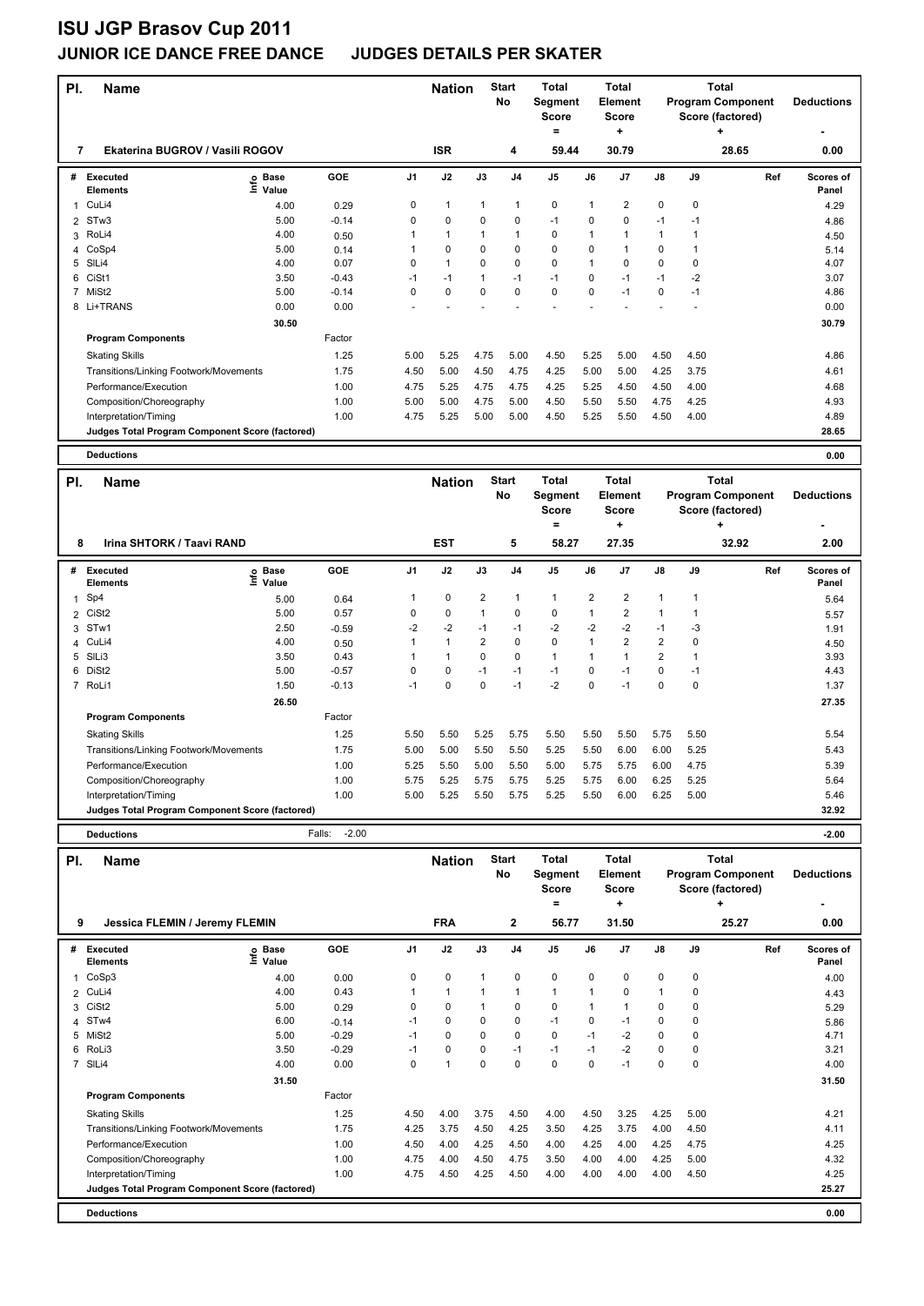# ISU JGP Brasov Cup 2011

## JUNIOR ICE DANCE FREE DANCE JUDGES DETAILS PER SKATER

| Pl. | Name | Nation | Start No | Total Segment Score = | Total Element Score + | Total Program Component Score (factored) + | Deductions - |
|---|---|---|---|---|---|---|---|
| 7 | Ekaterina BUGROV / Vasili ROGOV | ISR | 4 | 59.44 | 30.79 | 28.65 | 0.00 |

| # | Executed Elements | Info | Base Value | GOE | J1 | J2 | J3 | J4 | J5 | J6 | J7 | J8 | J9 | Ref | Scores of Panel |
|---|---|---|---|---|---|---|---|---|---|---|---|---|---|---|---|
| 1 | CuLi4 | | 4.00 | 0.29 | 0 | 1 | 1 | 1 | 0 | 1 | 2 | 0 | 0 | | 4.29 |
| 2 | STw3 | | 5.00 | -0.14 | 0 | 0 | 0 | 0 | -1 | 0 | 0 | -1 | -1 | | 4.86 |
| 3 | RoLi4 | | 4.00 | 0.50 | 1 | 1 | 1 | 1 | 0 | 1 | 1 | 1 | 1 | | 4.50 |
| 4 | CoSp4 | | 5.00 | 0.14 | 1 | 0 | 0 | 0 | 0 | 0 | 1 | 0 | 1 | | 5.14 |
| 5 | SlLi4 | | 4.00 | 0.07 | 0 | 1 | 0 | 0 | 0 | 1 | 0 | 0 | 0 | | 4.07 |
| 6 | CiSt1 | | 3.50 | -0.43 | -1 | -1 | 1 | -1 | -1 | 0 | -1 | -1 | -2 | | 3.07 |
| 7 | MiSt2 | | 5.00 | -0.14 | 0 | 0 | 0 | 0 | 0 | 0 | -1 | 0 | -1 | | 4.86 |
| 8 | Li+TRANS | | 0.00 | 0.00 | - | - | - | - | - | - | - | - | - | | 0.00 |
| | | | 30.50 | | | | | | | | | | | | 30.79 |
| | **Program Components** | | | Factor | | | | | | | | | | | |
| | Skating Skills | | | 1.25 | 5.00 | 5.25 | 4.75 | 5.00 | 4.50 | 5.25 | 5.00 | 4.50 | 4.50 | | 4.86 |
| | Transitions/Linking Footwork/Movements | | | 1.75 | 4.50 | 5.00 | 4.50 | 4.75 | 4.25 | 5.00 | 5.00 | 4.25 | 3.75 | | 4.61 |
| | Performance/Execution | | | 1.00 | 4.75 | 5.25 | 4.75 | 4.75 | 4.25 | 5.25 | 4.50 | 4.50 | 4.00 | | 4.68 |
| | Composition/Choreography | | | 1.00 | 5.00 | 5.00 | 4.75 | 5.00 | 4.50 | 5.50 | 5.50 | 4.75 | 4.25 | | 4.93 |
| | Interpretation/Timing | | | 1.00 | 4.75 | 5.25 | 5.00 | 5.00 | 4.50 | 5.25 | 5.50 | 4.50 | 4.00 | | 4.89 |
| | Judges Total Program Component Score (factored) | | | | | | | | | | | | | | 28.65 |
| | **Deductions** | | | | | | | | | | | | | | 0.00 |

| Pl. | Name | Nation | Start No | Total Segment Score = | Total Element Score + | Total Program Component Score (factored) + | Deductions - |
|---|---|---|---|---|---|---|---|
| 8 | Irina SHTORK / Taavi RAND | EST | 5 | 58.27 | 27.35 | 32.92 | 2.00 |

| # | Executed Elements | Info | Base Value | GOE | J1 | J2 | J3 | J4 | J5 | J6 | J7 | J8 | J9 | Ref | Scores of Panel |
|---|---|---|---|---|---|---|---|---|---|---|---|---|---|---|---|
| 1 | Sp4 | | 5.00 | 0.64 | 1 | 0 | 2 | 1 | 1 | 2 | 2 | 1 | 1 | | 5.64 |
| 2 | CiSt2 | | 5.00 | 0.57 | 0 | 0 | 1 | 0 | 0 | 1 | 2 | 1 | 1 | | 5.57 |
| 3 | STw1 | | 2.50 | -0.59 | -2 | -2 | -1 | -1 | -2 | -2 | -2 | -1 | -3 | | 1.91 |
| 4 | CuLi4 | | 4.00 | 0.50 | 1 | 1 | 2 | 0 | 0 | 1 | 2 | 2 | 0 | | 4.50 |
| 5 | SlLi3 | | 3.50 | 0.43 | 1 | 1 | 0 | 0 | 1 | 1 | 1 | 2 | 1 | | 3.93 |
| 6 | DiSt2 | | 5.00 | -0.57 | 0 | 0 | -1 | -1 | -1 | 0 | -1 | 0 | -1 | | 4.43 |
| 7 | RoLi1 | | 1.50 | -0.13 | -1 | 0 | 0 | -1 | -2 | 0 | -1 | 0 | 0 | | 1.37 |
| | | | 26.50 | | | | | | | | | | | | 27.35 |
| | **Program Components** | | | Factor | | | | | | | | | | | |
| | Skating Skills | | | 1.25 | 5.50 | 5.50 | 5.25 | 5.75 | 5.50 | 5.50 | 5.50 | 5.75 | 5.50 | | 5.54 |
| | Transitions/Linking Footwork/Movements | | | 1.75 | 5.00 | 5.00 | 5.50 | 5.50 | 5.25 | 5.50 | 6.00 | 6.00 | 5.25 | | 5.43 |
| | Performance/Execution | | | 1.00 | 5.25 | 5.50 | 5.00 | 5.50 | 5.00 | 5.75 | 5.75 | 6.00 | 4.75 | | 5.39 |
| | Composition/Choreography | | | 1.00 | 5.75 | 5.25 | 5.75 | 5.75 | 5.25 | 5.75 | 6.00 | 6.25 | 5.25 | | 5.64 |
| | Interpretation/Timing | | | 1.00 | 5.00 | 5.25 | 5.50 | 5.75 | 5.25 | 5.50 | 6.00 | 6.25 | 5.00 | | 5.46 |
| | Judges Total Program Component Score (factored) | | | | | | | | | | | | | | 32.92 |
| | **Deductions** | | | Falls: -2.00 | | | | | | | | | | | -2.00 |

| Pl. | Name | Nation | Start No | Total Segment Score = | Total Element Score + | Total Program Component Score (factored) + | Deductions - |
|---|---|---|---|---|---|---|---|
| 9 | Jessica FLEMIN / Jeremy FLEMIN | FRA | 2 | 56.77 | 31.50 | 25.27 | 0.00 |

| # | Executed Elements | Info | Base Value | GOE | J1 | J2 | J3 | J4 | J5 | J6 | J7 | J8 | J9 | Ref | Scores of Panel |
|---|---|---|---|---|---|---|---|---|---|---|---|---|---|---|---|
| 1 | CoSp3 | | 4.00 | 0.00 | 0 | 0 | 1 | 0 | 0 | 0 | 0 | 0 | 0 | | 4.00 |
| 2 | CuLi4 | | 4.00 | 0.43 | 1 | 1 | 1 | 1 | 1 | 1 | 0 | 1 | 0 | | 4.43 |
| 3 | CiSt2 | | 5.00 | 0.29 | 0 | 0 | 1 | 0 | 0 | 1 | 1 | 0 | 0 | | 5.29 |
| 4 | STw4 | | 6.00 | -0.14 | -1 | 0 | 0 | 0 | -1 | 0 | -1 | 0 | 0 | | 5.86 |
| 5 | MiSt2 | | 5.00 | -0.29 | -1 | 0 | 0 | 0 | 0 | -1 | -2 | 0 | 0 | | 4.71 |
| 6 | RoLi3 | | 3.50 | -0.29 | -1 | 0 | 0 | -1 | -1 | -1 | -2 | 0 | 0 | | 3.21 |
| 7 | SlLi4 | | 4.00 | 0.00 | 0 | 1 | 0 | 0 | 0 | 0 | -1 | 0 | 0 | | 4.00 |
| | | | 31.50 | | | | | | | | | | | | 31.50 |
| | **Program Components** | | | Factor | | | | | | | | | | | |
| | Skating Skills | | | 1.25 | 4.50 | 4.00 | 3.75 | 4.50 | 4.00 | 4.50 | 3.25 | 4.25 | 5.00 | | 4.21 |
| | Transitions/Linking Footwork/Movements | | | 1.75 | 4.25 | 3.75 | 4.50 | 4.25 | 3.50 | 4.25 | 3.75 | 4.00 | 4.50 | | 4.11 |
| | Performance/Execution | | | 1.00 | 4.50 | 4.00 | 4.25 | 4.50 | 4.00 | 4.25 | 4.00 | 4.25 | 4.75 | | 4.25 |
| | Composition/Choreography | | | 1.00 | 4.75 | 4.00 | 4.50 | 4.75 | 3.50 | 4.00 | 4.00 | 4.25 | 5.00 | | 4.32 |
| | Interpretation/Timing | | | 1.00 | 4.75 | 4.50 | 4.25 | 4.50 | 4.00 | 4.00 | 4.00 | 4.00 | 4.50 | | 4.25 |
| | Judges Total Program Component Score (factored) | | | | | | | | | | | | | | 25.27 |
| | **Deductions** | | | | | | | | | | | | | | 0.00 |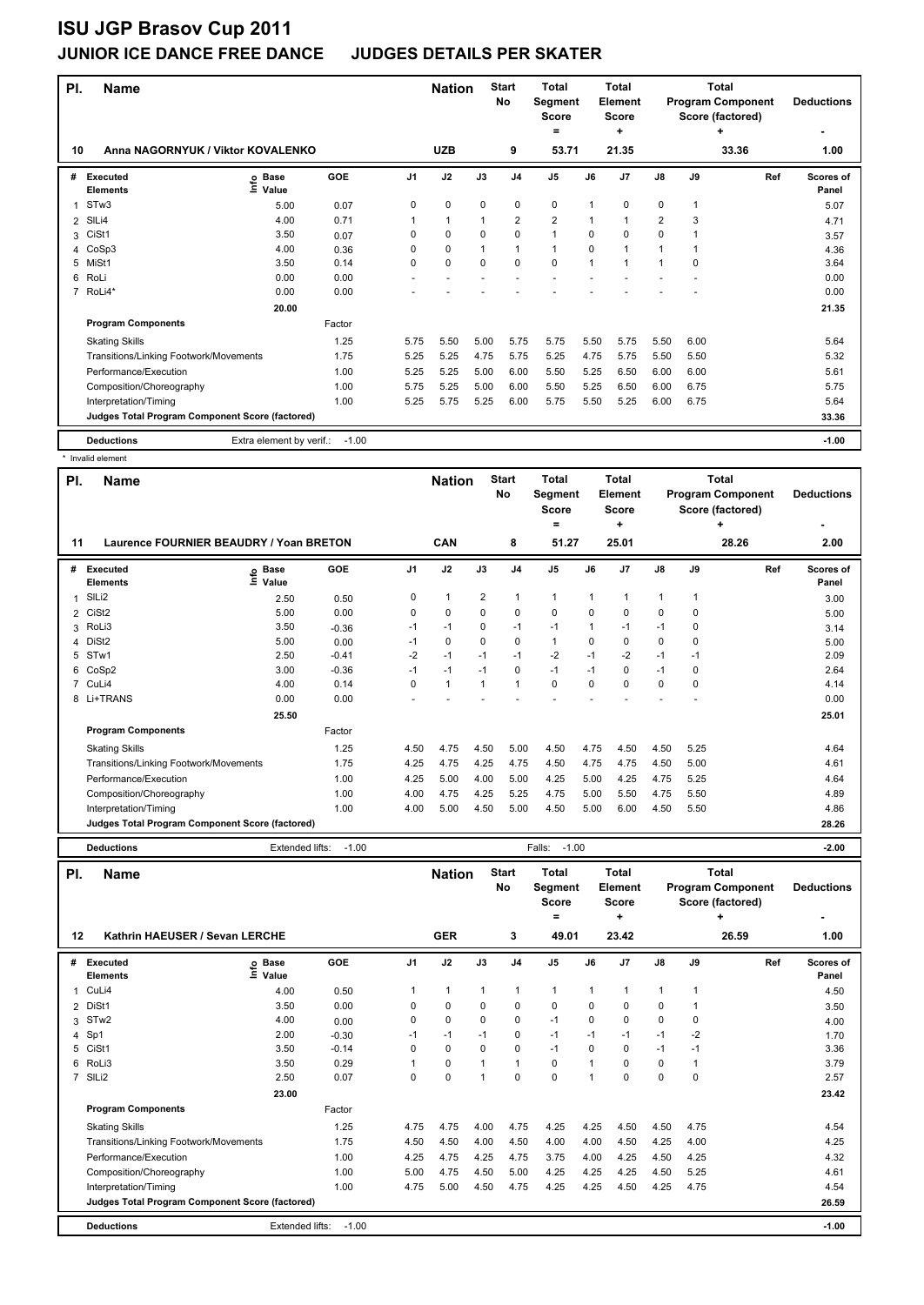# ISU JGP Brasov Cup 2011

## JUNIOR ICE DANCE FREE DANCE JUDGES DETAILS PER SKATER

| Pl. | Name | Nation | Start No | Total Segment Score = | Total Element Score + | Total Program Component Score (factored) + | Deductions - |
|---|---|---|---|---|---|---|---|
| 10 | Anna NAGORNYUK / Viktor KOVALENKO | UZB | 9 | 53.71 | 21.35 | 33.36 | 1.00 |

| # | Executed Elements | Info | Base Value | GOE | J1 | J2 | J3 | J4 | J5 | J6 | J7 | J8 | J9 | Ref | Scores of Panel |
|---|---|---|---|---|---|---|---|---|---|---|---|---|---|---|---|
| 1 | STw3 | | 5.00 | 0.07 | 0 | 0 | 0 | 0 | 0 | 1 | 0 | 0 | 1 | | 5.07 |
| 2 | SlLi4 | | 4.00 | 0.71 | 1 | 1 | 1 | 2 | 2 | 1 | 1 | 2 | 3 | | 4.71 |
| 3 | CiSt1 | | 3.50 | 0.07 | 0 | 0 | 0 | 0 | 1 | 0 | 0 | 0 | 1 | | 3.57 |
| 4 | CoSp3 | | 4.00 | 0.36 | 0 | 0 | 1 | 1 | 1 | 0 | 1 | 1 | 1 | | 4.36 |
| 5 | MiSt1 | | 3.50 | 0.14 | 0 | 0 | 0 | 0 | 0 | 1 | 1 | 1 | 0 | | 3.64 |
| 6 | RoLi | | 0.00 | 0.00 | - | - | - | - | - | - | - | - | - | | 0.00 |
| 7 | RoLi4* | | 0.00 | 0.00 | - | - | - | - | - | - | - | - | - | | 0.00 |
| | | | 20.00 | | | | | | | | | | | | 21.35 |
| | **Program Components** | | | Factor | | | | | | | | | | | |
| | Skating Skills | | | 1.25 | 5.75 | 5.50 | 5.00 | 5.75 | 5.75 | 5.50 | 5.75 | 5.50 | 6.00 | | 5.64 |
| | Transitions/Linking Footwork/Movements | | | 1.75 | 5.25 | 5.25 | 4.75 | 5.75 | 5.25 | 4.75 | 5.75 | 5.50 | 5.50 | | 5.32 |
| | Performance/Execution | | | 1.00 | 5.25 | 5.25 | 5.00 | 6.00 | 5.50 | 5.25 | 6.50 | 6.00 | 6.00 | | 5.61 |
| | Composition/Choreography | | | 1.00 | 5.75 | 5.25 | 5.00 | 6.00 | 5.50 | 5.25 | 6.50 | 6.00 | 6.75 | | 5.75 |
| | Interpretation/Timing | | | 1.00 | 5.25 | 5.75 | 5.25 | 6.00 | 5.75 | 5.50 | 5.25 | 6.00 | 6.75 | | 5.64 |
| | **Judges Total Program Component Score (factored)** | | | | | | | | | | | | | | 33.36 |
| | **Deductions** | | Extra element by verif.: -1.00 | | | | | | | | | | | | -1.00 |

\* Invalid element

| Pl. | Name | Nation | Start No | Total Segment Score = | Total Element Score + | Total Program Component Score (factored) + | Deductions - |
|---|---|---|---|---|---|---|---|
| 11 | Laurence FOURNIER BEAUDRY / Yoan BRETON | CAN | 8 | 51.27 | 25.01 | 28.26 | 2.00 |

| # | Executed Elements | Info | Base Value | GOE | J1 | J2 | J3 | J4 | J5 | J6 | J7 | J8 | J9 | Ref | Scores of Panel |
|---|---|---|---|---|---|---|---|---|---|---|---|---|---|---|---|
| 1 | SlLi2 | | 2.50 | 0.50 | 0 | 1 | 2 | 1 | 1 | 1 | 1 | 1 | 1 | | 3.00 |
| 2 | CiSt2 | | 5.00 | 0.00 | 0 | 0 | 0 | 0 | 0 | 0 | 0 | 0 | 0 | | 5.00 |
| 3 | RoLi3 | | 3.50 | -0.36 | -1 | -1 | 0 | -1 | -1 | 1 | -1 | -1 | 0 | | 3.14 |
| 4 | DiSt2 | | 5.00 | 0.00 | -1 | 0 | 0 | 0 | 1 | 0 | 0 | 0 | 0 | | 5.00 |
| 5 | STw1 | | 2.50 | -0.41 | -2 | -1 | -1 | -1 | -2 | -1 | -2 | -1 | -1 | | 2.09 |
| 6 | CoSp2 | | 3.00 | -0.36 | -1 | -1 | -1 | 0 | -1 | -1 | 0 | -1 | 0 | | 2.64 |
| 7 | CuLi4 | | 4.00 | 0.14 | 0 | 1 | 1 | 1 | 0 | 0 | 0 | 0 | 0 | | 4.14 |
| 8 | Li+TRANS | | 0.00 | 0.00 | - | - | - | - | - | - | - | - | - | | 0.00 |
| | | | 25.50 | | | | | | | | | | | | 25.01 |
| | **Program Components** | | | Factor | | | | | | | | | | | |
| | Skating Skills | | | 1.25 | 4.50 | 4.75 | 4.50 | 5.00 | 4.50 | 4.75 | 4.50 | 4.50 | 5.25 | | 4.64 |
| | Transitions/Linking Footwork/Movements | | | 1.75 | 4.25 | 4.75 | 4.25 | 4.75 | 4.50 | 4.75 | 4.75 | 4.50 | 5.00 | | 4.61 |
| | Performance/Execution | | | 1.00 | 4.25 | 5.00 | 4.00 | 5.00 | 4.25 | 5.00 | 4.25 | 4.75 | 5.25 | | 4.64 |
| | Composition/Choreography | | | 1.00 | 4.00 | 4.75 | 4.25 | 5.25 | 4.75 | 5.00 | 5.50 | 4.75 | 5.50 | | 4.89 |
| | Interpretation/Timing | | | 1.00 | 4.00 | 5.00 | 4.50 | 5.00 | 4.50 | 5.00 | 6.00 | 4.50 | 5.50 | | 4.86 |
| | **Judges Total Program Component Score (factored)** | | | | | | | | | | | | | | 28.26 |
| | **Deductions** | | Extended lifts: -1.00 | | | | | | Falls: -1.00 | | | | | | -2.00 |

| Pl. | Name | Nation | Start No | Total Segment Score = | Total Element Score + | Total Program Component Score (factored) + | Deductions - |
|---|---|---|---|---|---|---|---|
| 12 | Kathrin HAEUSER / Sevan LERCHE | GER | 3 | 49.01 | 23.42 | 26.59 | 1.00 |

| # | Executed Elements | Info | Base Value | GOE | J1 | J2 | J3 | J4 | J5 | J6 | J7 | J8 | J9 | Ref | Scores of Panel |
|---|---|---|---|---|---|---|---|---|---|---|---|---|---|---|---|
| 1 | CuLi4 | | 4.00 | 0.50 | 1 | 1 | 1 | 1 | 1 | 1 | 1 | 1 | 1 | | 4.50 |
| 2 | DiSt1 | | 3.50 | 0.00 | 0 | 0 | 0 | 0 | 0 | 0 | 0 | 0 | 1 | | 3.50 |
| 3 | STw2 | | 4.00 | 0.00 | 0 | 0 | 0 | 0 | -1 | 0 | 0 | 0 | 0 | | 4.00 |
| 4 | Sp1 | | 2.00 | -0.30 | -1 | -1 | -1 | 0 | -1 | -1 | -1 | -1 | -2 | | 1.70 |
| 5 | CiSt1 | | 3.50 | -0.14 | 0 | 0 | 0 | 0 | -1 | 0 | 0 | -1 | -1 | | 3.36 |
| 6 | RoLi3 | | 3.50 | 0.29 | 1 | 0 | 1 | 1 | 0 | 1 | 0 | 0 | 1 | | 3.79 |
| 7 | SlLi2 | | 2.50 | 0.07 | 0 | 0 | 1 | 0 | 0 | 1 | 0 | 0 | 0 | | 2.57 |
| | | | 23.00 | | | | | | | | | | | | 23.42 |
| | **Program Components** | | | Factor | | | | | | | | | | | |
| | Skating Skills | | | 1.25 | 4.75 | 4.75 | 4.00 | 4.75 | 4.25 | 4.25 | 4.50 | 4.50 | 4.75 | | 4.54 |
| | Transitions/Linking Footwork/Movements | | | 1.75 | 4.50 | 4.50 | 4.00 | 4.50 | 4.00 | 4.00 | 4.50 | 4.25 | 4.00 | | 4.25 |
| | Performance/Execution | | | 1.00 | 4.25 | 4.75 | 4.25 | 4.75 | 3.75 | 4.00 | 4.25 | 4.50 | 4.25 | | 4.32 |
| | Composition/Choreography | | | 1.00 | 5.00 | 4.75 | 4.50 | 5.00 | 4.25 | 4.25 | 4.25 | 4.50 | 5.25 | | 4.61 |
| | Interpretation/Timing | | | 1.00 | 4.75 | 5.00 | 4.50 | 4.75 | 4.25 | 4.25 | 4.50 | 4.25 | 4.75 | | 4.54 |
| | **Judges Total Program Component Score (factored)** | | | | | | | | | | | | | | 26.59 |
| | **Deductions** | | Extended lifts: -1.00 | | | | | | | | | | | | -1.00 |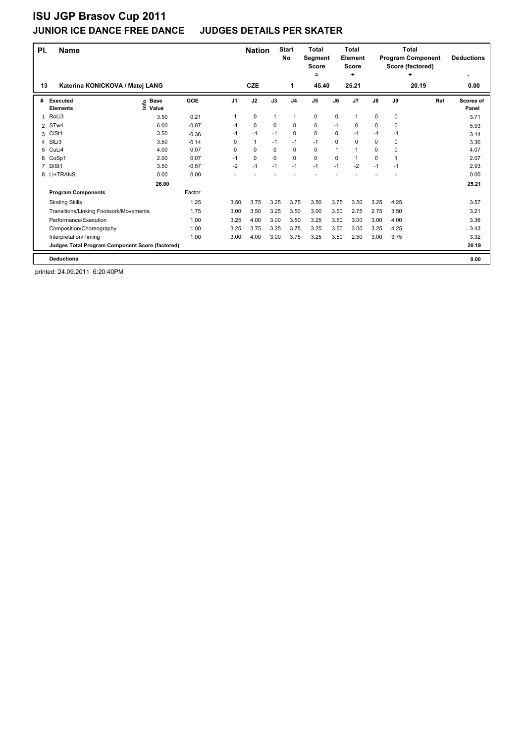# ISU JGP Brasov Cup 2011

## JUNIOR ICE DANCE FREE DANCE JUDGES DETAILS PER SKATER

| Pl. | Name | Nation | Start No | Total Segment Score = | Total Element Score + | Total Program Component Score (factored) + | Deductions - |
|---|---|---|---|---|---|---|---|
| 13 | Katerina KONICKOVA / Matej LANG | CZE | 1 | 45.40 | 25.21 | 20.19 | 0.00 |

| # | Executed Elements | Info | Base Value | GOE | J1 | J2 | J3 | J4 | J5 | J6 | J7 | J8 | J9 | Ref | Scores of Panel |
|---|---|---|---|---|---|---|---|---|---|---|---|---|---|---|---|
| 1 | RoLi3 | | 3.50 | 0.21 | 1 | 0 | 1 | 1 | 0 | 0 | 1 | 0 | 0 | | 3.71 |
| 2 | STw4 | | 6.00 | -0.07 | -1 | 0 | 0 | 0 | 0 | -1 | 0 | 0 | 0 | | 5.93 |
| 3 | CiSt1 | | 3.50 | -0.36 | -1 | -1 | -1 | 0 | 0 | 0 | -1 | -1 | -1 | | 3.14 |
| 4 | SlLi3 | | 3.50 | -0.14 | 0 | 1 | -1 | -1 | -1 | 0 | 0 | 0 | 0 | | 3.36 |
| 5 | CuLi4 | | 4.00 | 0.07 | 0 | 0 | 0 | 0 | 0 | 1 | 1 | 0 | 0 | | 4.07 |
| 6 | CoSp1 | | 2.00 | 0.07 | -1 | 0 | 0 | 0 | 0 | 0 | 1 | 0 | 1 | | 2.07 |
| 7 | DiSt1 | | 3.50 | -0.57 | -2 | -1 | -1 | -1 | -1 | -1 | -2 | -1 | -1 | | 2.93 |
| 8 | Li+TRANS | | 0.00 | 0.00 | - | - | - | - | - | - | - | - | - | | 0.00 |
| | | | 26.00 | | | | | | | | | | | | 25.21 |
| | **Program Components** | | | Factor | | | | | | | | | | | |
| | Skating Skills | | | 1.25 | 3.50 | 3.75 | 3.25 | 3.75 | 3.50 | 3.75 | 3.50 | 3.25 | 4.25 | | 3.57 |
| | Transitions/Linking Footwork/Movements | | | 1.75 | 3.00 | 3.50 | 3.25 | 3.50 | 3.00 | 3.50 | 2.75 | 2.75 | 3.50 | | 3.21 |
| | Performance/Execution | | | 1.00 | 3.25 | 4.00 | 3.00 | 3.50 | 3.25 | 3.50 | 3.00 | 3.00 | 4.00 | | 3.36 |
| | Composition/Choreography | | | 1.00 | 3.25 | 3.75 | 3.25 | 3.75 | 3.25 | 3.50 | 3.00 | 3.25 | 4.25 | | 3.43 |
| | Interpretation/Timing | | | 1.00 | 3.00 | 4.00 | 3.00 | 3.75 | 3.25 | 3.50 | 2.50 | 3.00 | 3.75 | | 3.32 |
| | **Judges Total Program Component Score (factored)** | | | | | | | | | | | | | | 20.19 |
| | **Deductions** | | | | | | | | | | | | | | 0.00 |

printed: 24.09.2011 6:20:40PM